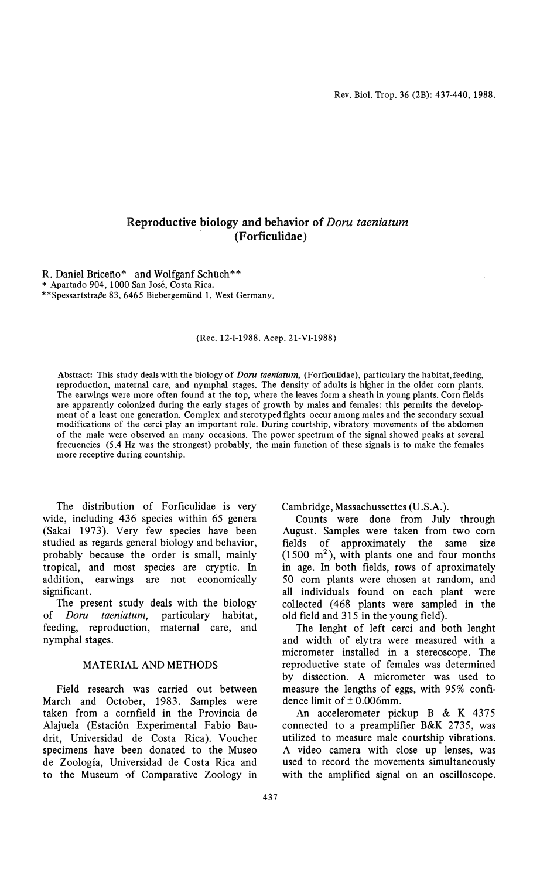# Reproductive biology and behavior of *Doru taeniatum* (Forficulidae)

R. Daniel Briceño* and Wolfganf Schüch**

\* Apartado 904, 1000 San José, Costa Rica.
\*\*Spessartstraβe 83, 6465 Biebergemünd 1, West Germany.

(Rec. 12-I-1988. Acep. 21-VI-1988)

Abstract: This study deals with the biology of *Doru taeniatum,* (Forficulidae), particulary the habitat, feeding, reproduction, maternal care, and nymphal stages. The density of adults is higher in the older corn plants. The earwings were more often found at the top, where the leaves form a sheath in young plants. Corn fields are apparently colonized during the early stages of growth by males and females: this permits the development of a least one generation. Complex and sterotyped fights occur among males and the secondary sexual modifications of the cerci play an important role. During courtship, vibratory movements of the abdomen of the male were observed an many occasions. The power spectrum of the signal showed peaks at several frecuencies (5.4 Hz was the strongest) probably, the main function of these signals is to make the females more receptive during countship.

The distribution of Forficulidae is very wide, including 436 species within 65 genera (Sakai 1973). Very few species have been studied as regards general biology and behavior, probably because the order is small, mainly tropical, and most species are cryptic. In addition, earwings are not economically significant.

The present study deals with the biology of *Doru taeniatum,* particulary habitat, feeding, reproduction, maternal care, and nymphal stages.

## MATERIAL AND METHODS

Field research was carried out between March and October, 1983. Samples were taken from a cornfield in the Provincia de Alajuela (Estación Experimental Fabio Baudrit, Universidad de Costa Rica). Voucher specimens have been donated to the Museo de Zoología, Universidad de Costa Rica and to the Museum of Comparative Zoology in Cambridge, Massachussettes (U.S.A.).

Counts were done from July through August. Samples were taken from two corn fields of approximately the same size (1500 $m^2$), with plants one and four months in age. In both fields, rows of aproximately 50 corn plants were chosen at random, and all individuals found on each plant were collected (468 plants were sampled in the old field and 315 in the young field).

The lenght of left cerci and both lenght and width of elytra were measured with a micrometer installed in a stereoscope. The reproductive state of females was determined by dissection. A micrometer was used to measure the lengths of eggs, with 95% confidence limit of ± 0.006mm.

An accelerometer pickup B & K 4375 connected to a preamplifier B&K 2735, was utilized to measure male courtship vibrations. A video camera with close up lenses, was used to record the movements simultaneously with the amplified signal on an oscilloscope.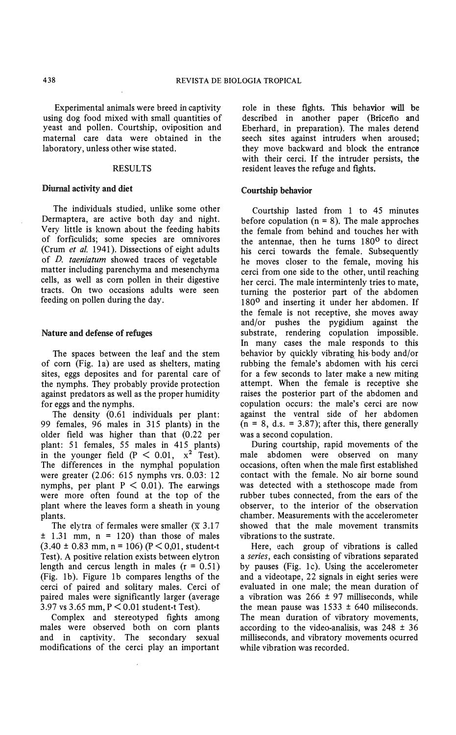Experimental animals were breed in captivity using dog food mixed with small quantities of yeast and pollen. Courtship, oviposition and maternal care data were obtained in the laboratory, unless other wise stated.

## RESULTS

### Diurnal activity and diet

The individuals studied, unlike some other Dermaptera, are active both day and night. Very little is known about the feeding habits of forficulids; some species are omnivores (Crum *et al.* 1941). Dissections of eight adults of *D. taeniatum* showed traces of vegetable matter including parenchyma and mesenchyma cells, as well as corn pollen in their digestive tracts. On two occasions adults were seen feeding on pollen during the day.

### Nature and defense of refuges

The spaces between the leaf and the stem of corn (Fig. 1a) are used as shelters, mating sites, eggs deposites and for parental care of the nymphs. They probably provide protection against predators as well as the proper humidity for eggs and the nymphs.

The density (0.61 individuals per plant: 99 females, 96 males in 315 plants) in the older field was higher than that (0.22 per plant: 51 females, 55 males in 415 plants) in the younger field ($P < 0.01$, $x^2$ Test). The differences in the nymphal population were greater (2.06: 615 nymphs vrs. 0.03: 12 nymphs, per plant $P < 0.01$). The earwings were more often found at the top of the plant where the leaves form a sheath in young plants.

The elytra of fermales were smaller ($\bar{x}$ 3.17 ± 1.31 mm, n = 120) than those of males (3.40 ± 0.83 mm, n = 106) ($P < 0,01$, student-t Test). A positive relation exists between elytron length and cercus length in males ($r = 0.51$) (Fig. 1b). Figure 1b compares lengths of the cerci of paired and solitary males. Cerci of paired males were significantly larger (average 3.97 vs 3.65 mm, $P < 0.01$ student-t Test).

Complex and stereotyped fights among males were observed both on corn plants and in captivity. The secondary sexual modifications of the cerci play an important role in these fights. This behavior will be described in another paper (Briceño and Eberhard, in preparation). The males detend seech sites against intruders when aroused; they move backward and block the entrance with their cerci. If the intruder persists, the resident leaves the refuge and fights.

### Courtship behavior

Courtship lasted from 1 to 45 minutes before copulation (n = 8). The male approches the female from behind and touches her with the antennae, then he turns 180° to direct his cerci towards the female. Subsequently he moves closer to the female, moving his cerci from one side to the other, until reaching her cerci. The male intermintenly tries to mate, turning the posterior part of the abdomen 180° and inserting it under her abdomen. If the female is not receptive, she moves away and/or pushes the pygidium against the substrate, rendering copulation impossible. In many cases the male responds to this behavior by quickly vibrating his body and/or rubbing the female's abdomen with his cerci for a few seconds to later make a new miting attempt. When the female is receptive she raises the posterior part of the abdomen and copulation occurs: the male's cerci are now against the ventral side of her abdomen (n = 8, d.s. = 3.87); after this, there generally was a second copulation.

During courtship, rapid movements of the male abdomen were observed on many occasions, often when the male first established contact with the female. No air borne sound was detected with a stethoscope made from rubber tubes connected, from the ears of the observer, to the interior of the observation chamber. Measurements with the accelerometer showed that the male movement transmits vibrations to the sustrate.

Here, each group of vibrations is called a *series*, each consisting of vibrations separated by pauses (Fig. 1c). Using the accelerometer and a videotape, 22 signals in eight series were evaluated in one male; the mean duration of a vibration was 266 ± 97 milliseconds, while the mean pause was 1533 ± 640 miliseconds. The mean duration of vibratory movements, according to the video-analisis, was 248 ± 36 milliseconds, and vibratory movements ocurred while vibration was recorded.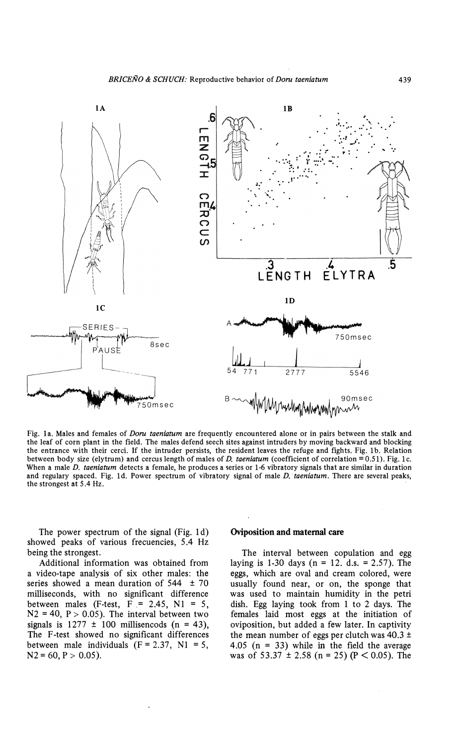Fig. 1a. Males and females of *Doru taeniatum* are frequently encountered alone or in pairs between the stalk and the leaf of corn plant in the field. The males defend seech sites against intruders by moving backward and blocking the entrance with their cerci. If the intruder persists, the resident leaves the refuge and fights. Fig. 1b. Relation between body size (elytrum) and cercus length of males of *D. taeniatum* (coefficient of correlation = 0.51). Fig. 1c. When a male *D. taeniatum* detects a female, he produces a series or 1-6 vibratory signals that are similar in duration and regulary spaced. Fig. 1d. Power spectrum of vibratory signal of male *D. taeniatum*. There are several peaks, the strongest at 5.4 Hz.

The power spectrum of the signal (Fig. 1d) showed peaks of various frecuencies, 5.4 Hz being the strongest.

Additional information was obtained from a video-tape analysis of six other males: the series showed a mean duration of 544 ± 70 milliseconds, with no significant difference between males (F-test, $F = 2.45$, $N1 = 5$, $N2 = 40$, $P > 0.05$). The interval between two signals is 1277 ± 100 millisencods ($n = 43$), The F-test showed no significant differences between male individuals ($F = 2.37$, $N1 = 5$, $N2 = 60$, $P > 0.05$).

## Oviposition and maternal care

The interval between copulation and egg laying is 1-30 days ($n = 12$. d.s. = 2.57). The eggs, which are oval and cream colored, were usually found near, or on, the sponge that was used to maintain humidity in the petri dish. Egg laying took from 1 to 2 days. The females laid most eggs at the initiation of oviposition, but added a few later. In captivity the mean number of eggs per clutch was 40.3 ± 4.05 ($n = 33$) while in the field the average was of 53.37 ± 2.58 ($n = 25$) ($P < 0.05$). The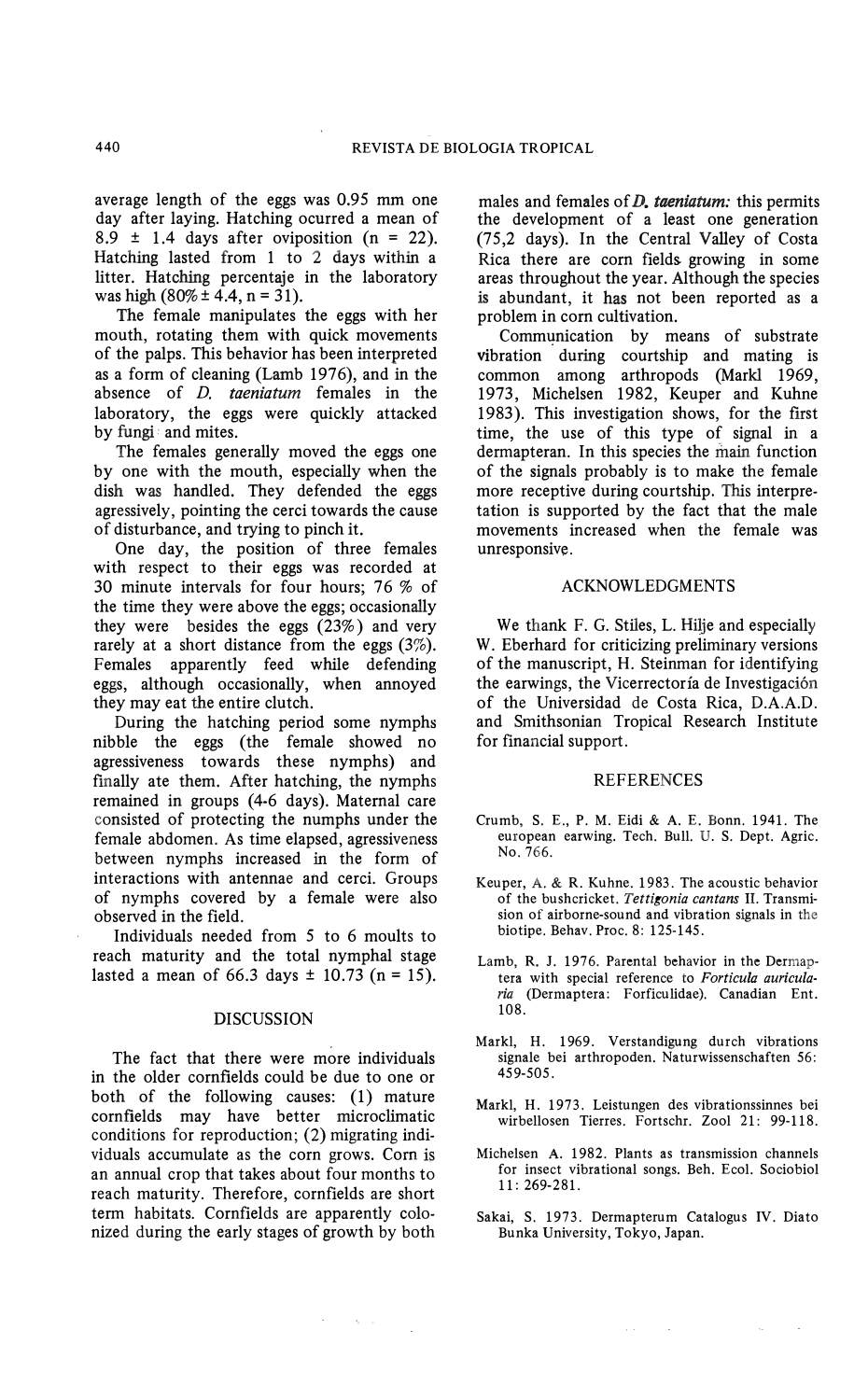average length of the eggs was 0.95 mm one day after laying. Hatching ocurred a mean of 8.9 ± 1.4 days after oviposition (n = 22). Hatching lasted from 1 to 2 days within a litter. Hatching percentaje in the laboratory was high (80% ± 4.4, n = 31).

The female manipulates the eggs with her mouth, rotating them with quick movements of the palps. This behavior has been interpreted as a form of cleaning (Lamb 1976), and in the absence of *D. taeniatum* females in the laboratory, the eggs were quickly attacked by fungi and mites.

The females generally moved the eggs one by one with the mouth, especially when the dish was handled. They defended the eggs agressively, pointing the cerci towards the cause of disturbance, and trying to pinch it.

One day, the position of three females with respect to their eggs was recorded at 30 minute intervals for four hours; 76 % of the time they were above the eggs; occasionally they were besides the eggs (23%) and very rarely at a short distance from the eggs (3%). Females apparently feed while defending eggs, although occasionally, when annoyed they may eat the entire clutch.

During the hatching period some nymphs nibble the eggs (the female showed no agressiveness towards these nymphs) and finally ate them. After hatching, the nymphs remained in groups (4-6 days). Maternal care consisted of protecting the numphs under the female abdomen. As time elapsed, agressiveness between nymphs increased in the form of interactions with antennae and cerci. Groups of nymphs covered by a female were also observed in the field.

Individuals needed from 5 to 6 moults to reach maturity and the total nymphal stage lasted a mean of 66.3 days ± 10.73 (n = 15).

## DISCUSSION

The fact that there were more individuals in the older cornfields could be due to one or both of the following causes: (1) mature cornfields may have better microclimatic conditions for reproduction; (2) migrating individuals accumulate as the corn grows. Corn is an annual crop that takes about four months to reach maturity. Therefore, cornfields are short term habitats. Cornfields are apparently colonized during the early stages of growth by both males and females of *D. taeniatum:* this permits the development of a least one generation (75,2 days). In the Central Valley of Costa Rica there are corn fields growing in some areas throughout the year. Although the species is abundant, it has not been reported as a problem in corn cultivation.

Communication by means of substrate vibration during courtship and mating is common among arthropods (Markl 1969, 1973, Michelsen 1982, Keuper and Kuhne 1983). This investigation shows, for the first time, the use of this type of signal in a dermapteran. In this species the main function of the signals probably is to make the female more receptive during courtship. This interpretation is supported by the fact that the male movements increased when the female was unresponsive.

## ACKNOWLEDGMENTS

We thank F. G. Stiles, L. Hilje and especially W. Eberhard for criticizing preliminary versions of the manuscript, H. Steinman for identifying the earwings, the Vicerrectoría de Investigación of the Universidad de Costa Rica, D.A.A.D. and Smithsonian Tropical Research Institute for financial support.

## REFERENCES

Crumb, S. E., P. M. Eidi & A. E. Bonn. 1941. The european earwing. Tech. Bull. U. S. Dept. Agric. No. 766.

Keuper, A. & R. Kuhne. 1983. The acoustic behavior of the bushcricket. *Tettigonia cantans* II. Transmision of airborne-sound and vibration signals in the biotipe. Behav. Proc. 8: 125-145.

Lamb, R. J. 1976. Parental behavior in the Dermaptera with special reference to *Forticula auricularia* (Dermaptera: Forficulidae). Canadian Ent. 108.

Markl, H. 1969. Verstandigung durch vibrations signale bei arthropoden. Naturwissenschaften 56: 459-505.

Markl, H. 1973. Leistungen des vibrationssinnes bei wirbellosen Tierres. Fortschr. Zool 21: 99-118.

Michelsen A. 1982. Plants as transmission channels for insect vibrational songs. Beh. Ecol. Sociobiol 11: 269-281.

Sakai, S. 1973. Dermapterum Catalogus IV. Diato Bunka University, Tokyo, Japan.